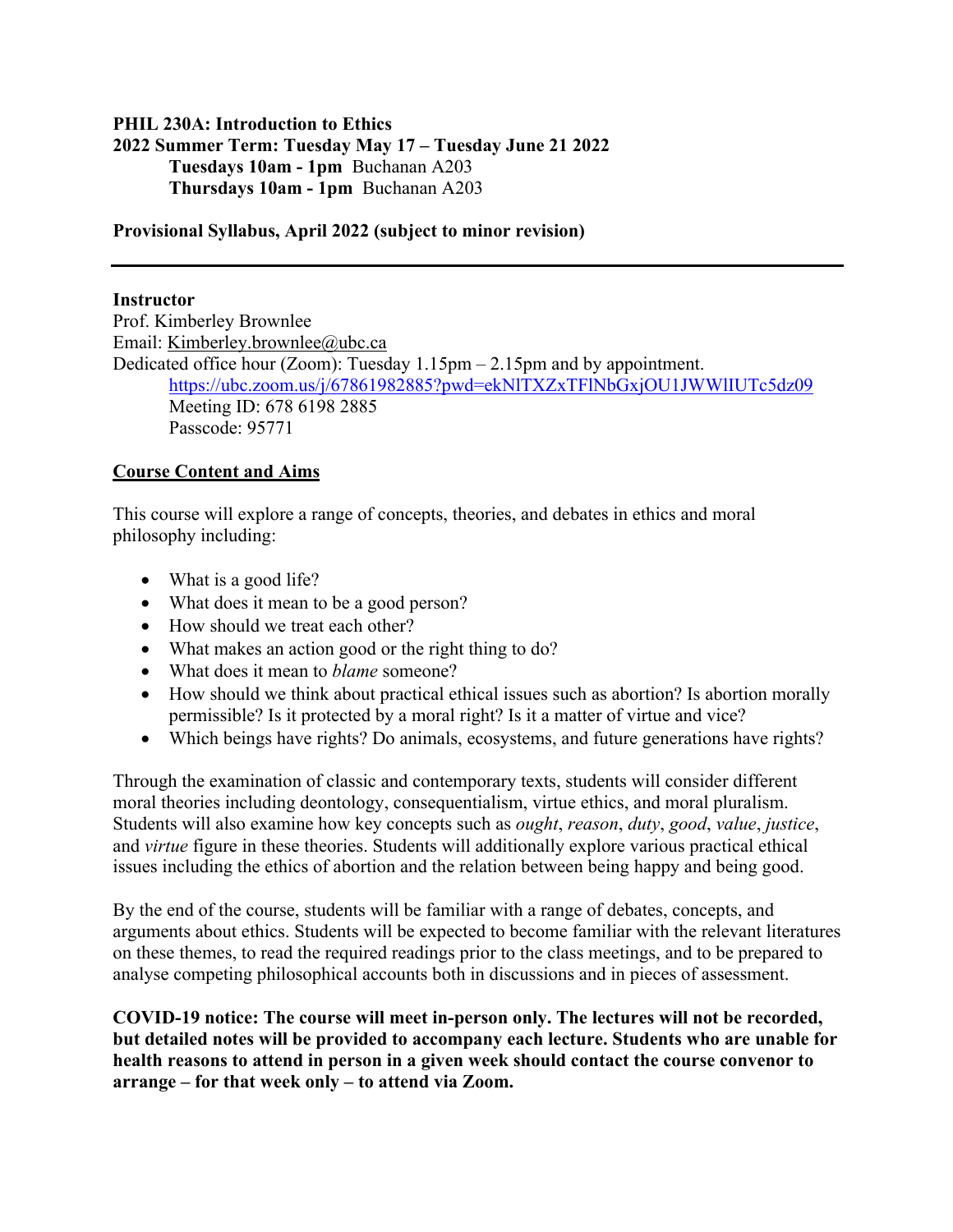**PHIL 230A: Introduction to Ethics**
**2022 Summer Term: Tuesday May 17 – Tuesday June 21 2022**
**Tuesdays 10am - 1pm** Buchanan A203
**Thursdays 10am - 1pm** Buchanan A203

**Provisional Syllabus, April 2022 (subject to minor revision)**

---

**Instructor**
Prof. Kimberley Brownlee
Email: Kimberley.brownlee@ubc.ca
Dedicated office hour (Zoom): Tuesday 1.15pm – 2.15pm and by appointment.
https://ubc.zoom.us/j/67861982885?pwd=ekNlTXZxTFlNbGxjOU1JWWlIUTc5dz09
Meeting ID: 678 6198 2885
Passcode: 95771

## Course Content and Aims

This course will explore a range of concepts, theories, and debates in ethics and moral philosophy including:

- What is a good life?
- What does it mean to be a good person?
- How should we treat each other?
- What makes an action good or the right thing to do?
- What does it mean to *blame* someone?
- How should we think about practical ethical issues such as abortion? Is abortion morally permissible? Is it protected by a moral right? Is it a matter of virtue and vice?
- Which beings have rights? Do animals, ecosystems, and future generations have rights?

Through the examination of classic and contemporary texts, students will consider different moral theories including deontology, consequentialism, virtue ethics, and moral pluralism. Students will also examine how key concepts such as *ought*, *reason*, *duty*, *good*, *value*, *justice*, and *virtue* figure in these theories. Students will additionally explore various practical ethical issues including the ethics of abortion and the relation between being happy and being good.

By the end of the course, students will be familiar with a range of debates, concepts, and arguments about ethics. Students will be expected to become familiar with the relevant literatures on these themes, to read the required readings prior to the class meetings, and to be prepared to analyse competing philosophical accounts both in discussions and in pieces of assessment.

**COVID-19 notice: The course will meet in-person only. The lectures will not be recorded, but detailed notes will be provided to accompany each lecture. Students who are unable for health reasons to attend in person in a given week should contact the course convenor to arrange – for that week only – to attend via Zoom.**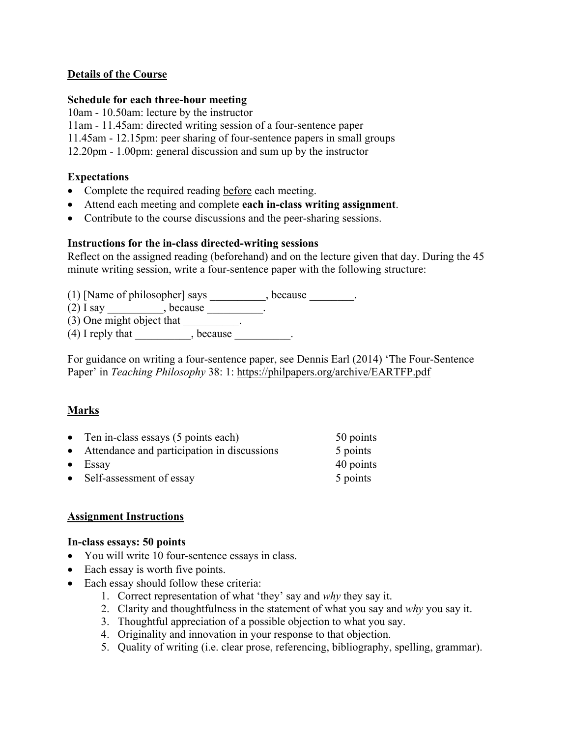## Details of the Course

**Schedule for each three-hour meeting**
10am - 10.50am: lecture by the instructor
11am - 11.45am: directed writing session of a four-sentence paper
11.45am - 12.15pm: peer sharing of four-sentence papers in small groups
12.20pm - 1.00pm: general discussion and sum up by the instructor

**Expectations**

- Complete the required reading before each meeting.
- Attend each meeting and complete **each in-class writing assignment**.
- Contribute to the course discussions and the peer-sharing sessions.

**Instructions for the in-class directed-writing sessions**
Reflect on the assigned reading (beforehand) and on the lecture given that day. During the 45 minute writing session, write a four-sentence paper with the following structure:

(1) [Name of philosopher] says __________, because ________.
(2) I say __________, because __________.
(3) One might object that __________.
(4) I reply that __________, because __________.

For guidance on writing a four-sentence paper, see Dennis Earl (2014) 'The Four-Sentence Paper' in *Teaching Philosophy* 38: 1: https://philpapers.org/archive/EARTFP.pdf

## Marks

| | |
|---|---|
| Ten in-class essays (5 points each) | 50 points |
| Attendance and participation in discussions | 5 points |
| Essay | 40 points |
| Self-assessment of essay | 5 points |

## Assignment Instructions

**In-class essays: 50 points**

- You will write 10 four-sentence essays in class.
- Each essay is worth five points.
- Each essay should follow these criteria:
    1. Correct representation of what 'they' say and *why* they say it.
    2. Clarity and thoughtfulness in the statement of what you say and *why* you say it.
    3. Thoughtful appreciation of a possible objection to what you say.
    4. Originality and innovation in your response to that objection.
    5. Quality of writing (i.e. clear prose, referencing, bibliography, spelling, grammar).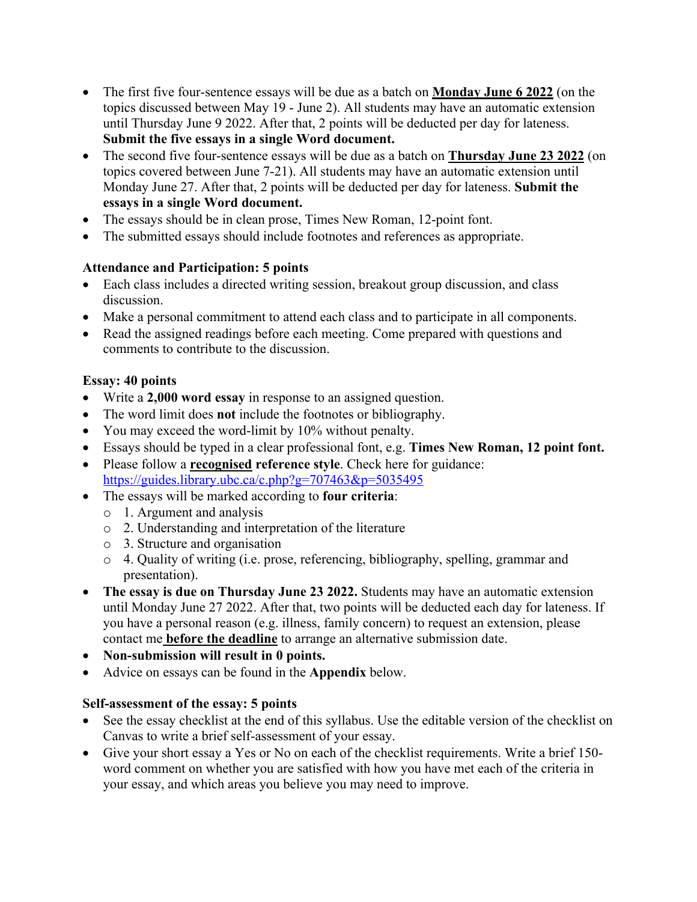- The first five four-sentence essays will be due as a batch on **Monday June 6 2022** (on the topics discussed between May 19 - June 2). All students may have an automatic extension until Thursday June 9 2022. After that, 2 points will be deducted per day for lateness. **Submit the five essays in a single Word document.**
- The second five four-sentence essays will be due as a batch on **Thursday June 23 2022** (on topics covered between June 7-21). All students may have an automatic extension until Monday June 27. After that, 2 points will be deducted per day for lateness. **Submit the essays in a single Word document.**
- The essays should be in clean prose, Times New Roman, 12-point font.
- The submitted essays should include footnotes and references as appropriate.

**Attendance and Participation: 5 points**

- Each class includes a directed writing session, breakout group discussion, and class discussion.
- Make a personal commitment to attend each class and to participate in all components.
- Read the assigned readings before each meeting. Come prepared with questions and comments to contribute to the discussion.

**Essay: 40 points**

- Write a **2,000 word essay** in response to an assigned question.
- The word limit does **not** include the footnotes or bibliography.
- You may exceed the word-limit by 10% without penalty.
- Essays should be typed in a clear professional font, e.g. **Times New Roman, 12 point font.**
- Please follow a **recognised reference style**. Check here for guidance: https://guides.library.ubc.ca/c.php?g=707463&p=5035495
- The essays will be marked according to **four criteria**:
  - 1. Argument and analysis
  - 2. Understanding and interpretation of the literature
  - 3. Structure and organisation
  - 4. Quality of writing (i.e. prose, referencing, bibliography, spelling, grammar and presentation).
- **The essay is due on Thursday June 23 2022.** Students may have an automatic extension until Monday June 27 2022. After that, two points will be deducted each day for lateness. If you have a personal reason (e.g. illness, family concern) to request an extension, please contact me **before the deadline** to arrange an alternative submission date.
- **Non-submission will result in 0 points.**
- Advice on essays can be found in the **Appendix** below.

**Self-assessment of the essay: 5 points**

- See the essay checklist at the end of this syllabus. Use the editable version of the checklist on Canvas to write a brief self-assessment of your essay.
- Give your short essay a Yes or No on each of the checklist requirements. Write a brief 150-word comment on whether you are satisfied with how you have met each of the criteria in your essay, and which areas you believe you may need to improve.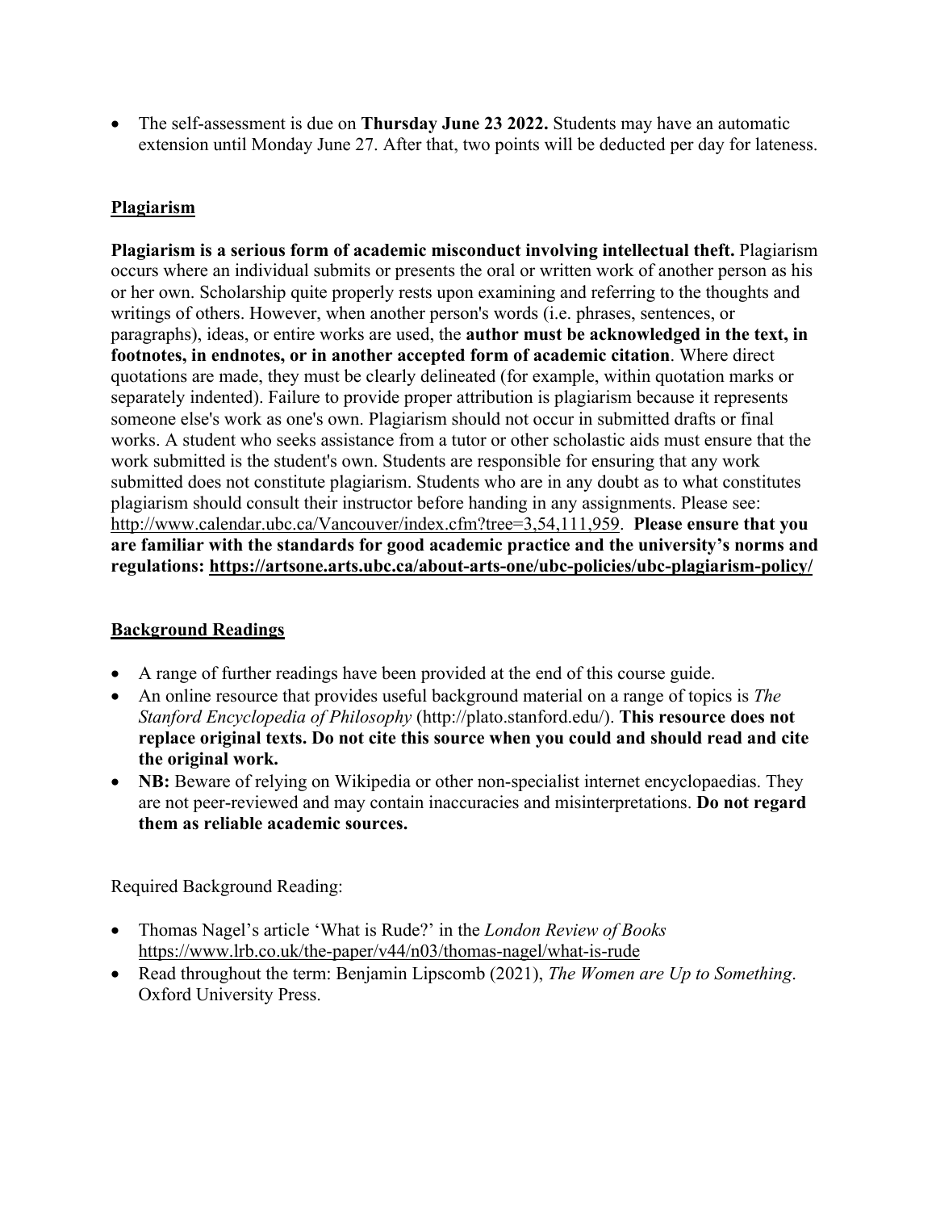- The self-assessment is due on **Thursday June 23 2022.** Students may have an automatic extension until Monday June 27. After that, two points will be deducted per day for lateness.

## Plagiarism

**Plagiarism is a serious form of academic misconduct involving intellectual theft.** Plagiarism occurs where an individual submits or presents the oral or written work of another person as his or her own. Scholarship quite properly rests upon examining and referring to the thoughts and writings of others. However, when another person's words (i.e. phrases, sentences, or paragraphs), ideas, or entire works are used, the **author must be acknowledged in the text, in footnotes, in endnotes, or in another accepted form of academic citation**. Where direct quotations are made, they must be clearly delineated (for example, within quotation marks or separately indented). Failure to provide proper attribution is plagiarism because it represents someone else's work as one's own. Plagiarism should not occur in submitted drafts or final works. A student who seeks assistance from a tutor or other scholastic aids must ensure that the work submitted is the student's own. Students are responsible for ensuring that any work submitted does not constitute plagiarism. Students who are in any doubt as to what constitutes plagiarism should consult their instructor before handing in any assignments. Please see: http://www.calendar.ubc.ca/Vancouver/index.cfm?tree=3,54,111,959. **Please ensure that you are familiar with the standards for good academic practice and the university's norms and regulations: https://artsone.arts.ubc.ca/about-arts-one/ubc-policies/ubc-plagiarism-policy/**

## Background Readings

- A range of further readings have been provided at the end of this course guide.
- An online resource that provides useful background material on a range of topics is *The Stanford Encyclopedia of Philosophy* (http://plato.stanford.edu/). **This resource does not replace original texts. Do not cite this source when you could and should read and cite the original work.**
- **NB:** Beware of relying on Wikipedia or other non-specialist internet encyclopaedias. They are not peer-reviewed and may contain inaccuracies and misinterpretations. **Do not regard them as reliable academic sources.**

Required Background Reading:

- Thomas Nagel's article 'What is Rude?' in the *London Review of Books* https://www.lrb.co.uk/the-paper/v44/n03/thomas-nagel/what-is-rude
- Read throughout the term: Benjamin Lipscomb (2021), *The Women are Up to Something*. Oxford University Press.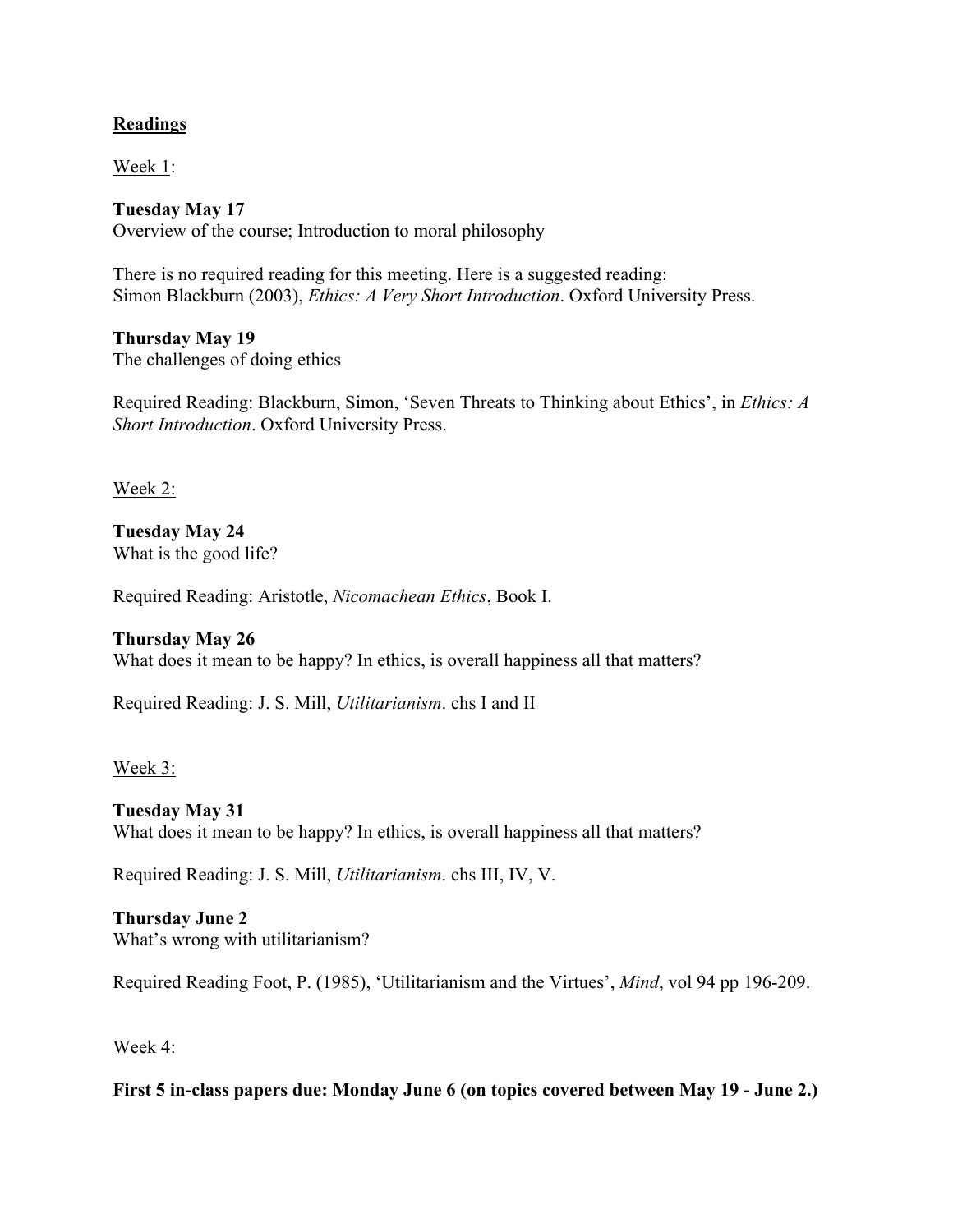## Readings

Week 1:

**Tuesday May 17**
Overview of the course; Introduction to moral philosophy

There is no required reading for this meeting. Here is a suggested reading:
Simon Blackburn (2003), *Ethics: A Very Short Introduction*. Oxford University Press.

**Thursday May 19**
The challenges of doing ethics

Required Reading: Blackburn, Simon, 'Seven Threats to Thinking about Ethics', in *Ethics: A Short Introduction*. Oxford University Press.

Week 2:

**Tuesday May 24**
What is the good life?

Required Reading: Aristotle, *Nicomachean Ethics*, Book I.

**Thursday May 26**
What does it mean to be happy? In ethics, is overall happiness all that matters?

Required Reading: J. S. Mill, *Utilitarianism*. chs I and II

Week 3:

**Tuesday May 31**
What does it mean to be happy? In ethics, is overall happiness all that matters?

Required Reading: J. S. Mill, *Utilitarianism*. chs III, IV, V.

**Thursday June 2**
What's wrong with utilitarianism?

Required Reading Foot, P. (1985), 'Utilitarianism and the Virtues', *Mind*, vol 94 pp 196-209.

Week 4:

**First 5 in-class papers due: Monday June 6 (on topics covered between May 19 - June 2.)**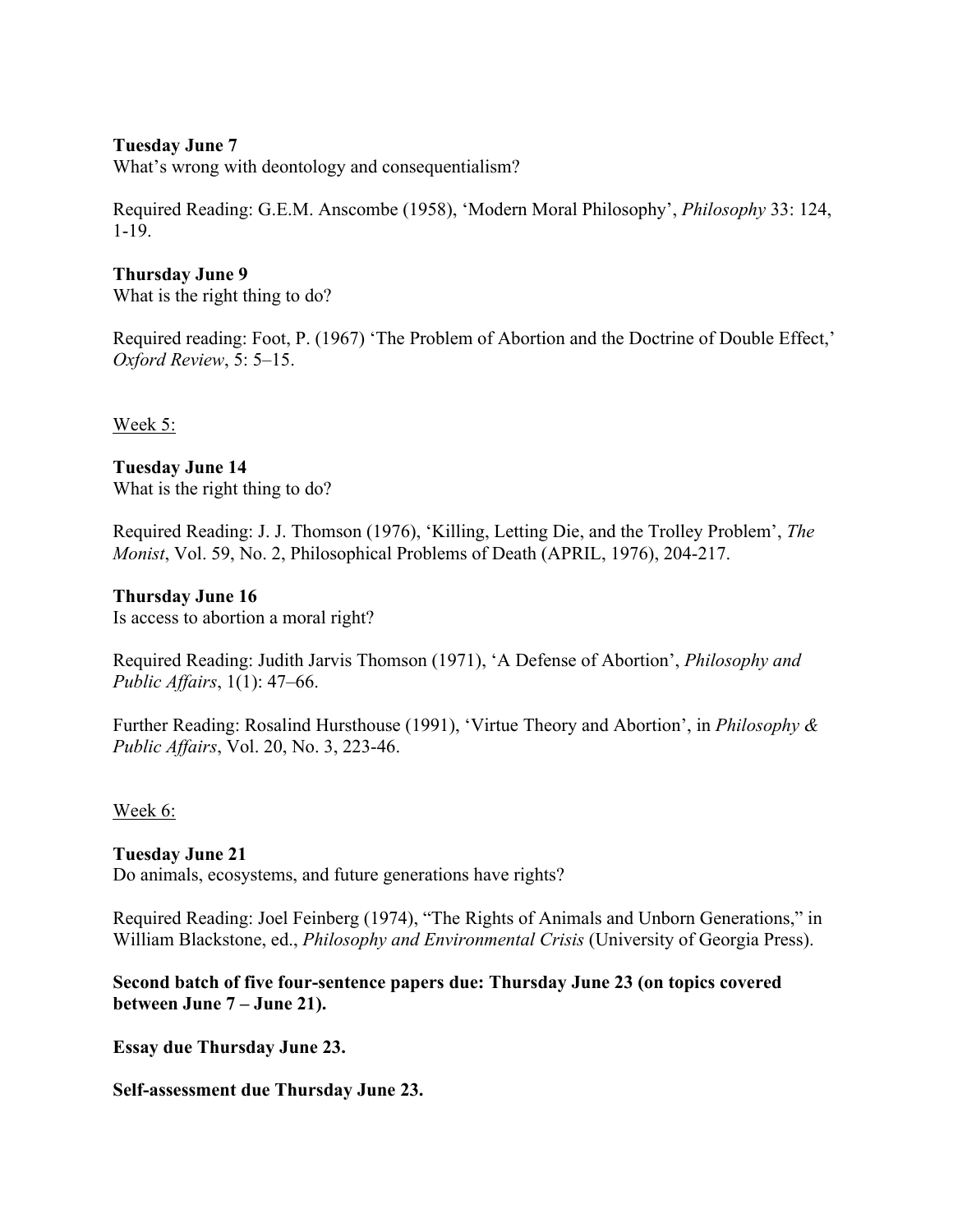**Tuesday June 7**
What's wrong with deontology and consequentialism?

Required Reading: G.E.M. Anscombe (1958), 'Modern Moral Philosophy', *Philosophy* 33: 124, 1-19.

**Thursday June 9**
What is the right thing to do?

Required reading: Foot, P. (1967) 'The Problem of Abortion and the Doctrine of Double Effect,' *Oxford Review*, 5: 5–15.

<u>Week 5:</u>

**Tuesday June 14**
What is the right thing to do?

Required Reading: J. J. Thomson (1976), 'Killing, Letting Die, and the Trolley Problem', *The Monist*, Vol. 59, No. 2, Philosophical Problems of Death (APRIL, 1976), 204-217.

**Thursday June 16**
Is access to abortion a moral right?

Required Reading: Judith Jarvis Thomson (1971), 'A Defense of Abortion', *Philosophy and Public Affairs*, 1(1): 47–66.

Further Reading: Rosalind Hursthouse (1991), 'Virtue Theory and Abortion', in *Philosophy & Public Affairs*, Vol. 20, No. 3, 223-46.

<u>Week 6:</u>

**Tuesday June 21**
Do animals, ecosystems, and future generations have rights?

Required Reading: Joel Feinberg (1974), "The Rights of Animals and Unborn Generations," in William Blackstone, ed., *Philosophy and Environmental Crisis* (University of Georgia Press).

**Second batch of five four-sentence papers due: Thursday June 23 (on topics covered between June 7 – June 21).**

**Essay due Thursday June 23.**

**Self-assessment due Thursday June 23.**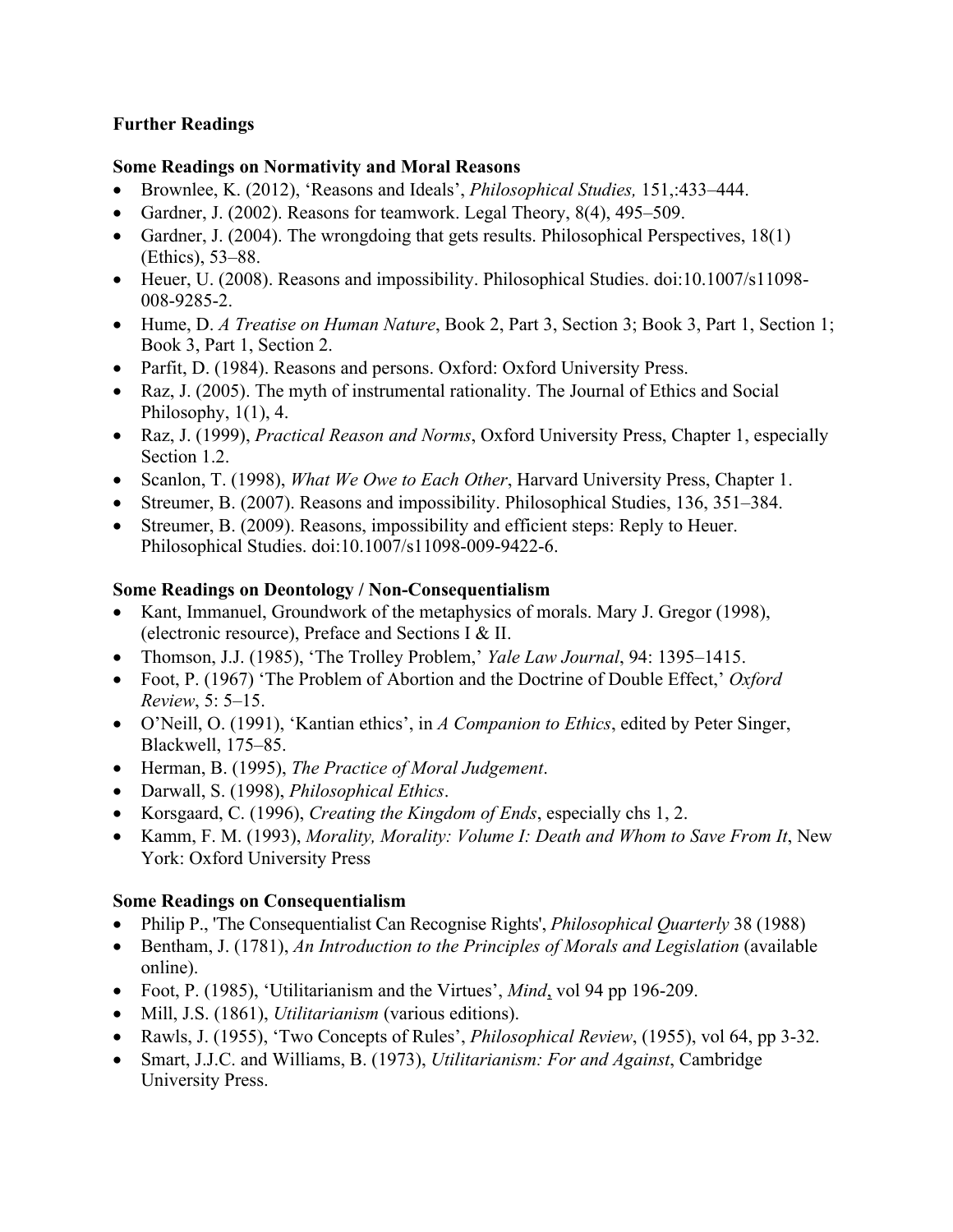**Further Readings**

**Some Readings on Normativity and Moral Reasons**

- Brownlee, K. (2012), 'Reasons and Ideals', *Philosophical Studies,* 151,:433–444.
- Gardner, J. (2002). Reasons for teamwork. Legal Theory, 8(4), 495–509.
- Gardner, J. (2004). The wrongdoing that gets results. Philosophical Perspectives, 18(1) (Ethics), 53–88.
- Heuer, U. (2008). Reasons and impossibility. Philosophical Studies. doi:10.1007/s11098-008-9285-2.
- Hume, D. *A Treatise on Human Nature*, Book 2, Part 3, Section 3; Book 3, Part 1, Section 1; Book 3, Part 1, Section 2.
- Parfit, D. (1984). Reasons and persons. Oxford: Oxford University Press.
- Raz, J. (2005). The myth of instrumental rationality. The Journal of Ethics and Social Philosophy, 1(1), 4.
- Raz, J. (1999), *Practical Reason and Norms*, Oxford University Press, Chapter 1, especially Section 1.2.
- Scanlon, T. (1998), *What We Owe to Each Other*, Harvard University Press, Chapter 1.
- Streumer, B. (2007). Reasons and impossibility. Philosophical Studies, 136, 351–384.
- Streumer, B. (2009). Reasons, impossibility and efficient steps: Reply to Heuer. Philosophical Studies. doi:10.1007/s11098-009-9422-6.

**Some Readings on Deontology / Non-Consequentialism**

- Kant, Immanuel, Groundwork of the metaphysics of morals. Mary J. Gregor (1998), (electronic resource), Preface and Sections I & II.
- Thomson, J.J. (1985), 'The Trolley Problem,' *Yale Law Journal*, 94: 1395–1415.
- Foot, P. (1967) 'The Problem of Abortion and the Doctrine of Double Effect,' *Oxford Review*, 5: 5–15.
- O'Neill, O. (1991), 'Kantian ethics', in *A Companion to Ethics*, edited by Peter Singer, Blackwell, 175–85.
- Herman, B. (1995), *The Practice of Moral Judgement*.
- Darwall, S. (1998), *Philosophical Ethics*.
- Korsgaard, C. (1996), *Creating the Kingdom of Ends*, especially chs 1, 2.
- Kamm, F. M. (1993), *Morality, Morality: Volume I: Death and Whom to Save From It*, New York: Oxford University Press

**Some Readings on Consequentialism**

- Philip P., 'The Consequentialist Can Recognise Rights', *Philosophical Quarterly* 38 (1988)
- Bentham, J. (1781), *An Introduction to the Principles of Morals and Legislation* (available online).
- Foot, P. (1985), 'Utilitarianism and the Virtues', *Mind*, vol 94 pp 196-209.
- Mill, J.S. (1861), *Utilitarianism* (various editions).
- Rawls, J. (1955), 'Two Concepts of Rules', *Philosophical Review*, (1955), vol 64, pp 3-32.
- Smart, J.J.C. and Williams, B. (1973), *Utilitarianism: For and Against*, Cambridge University Press.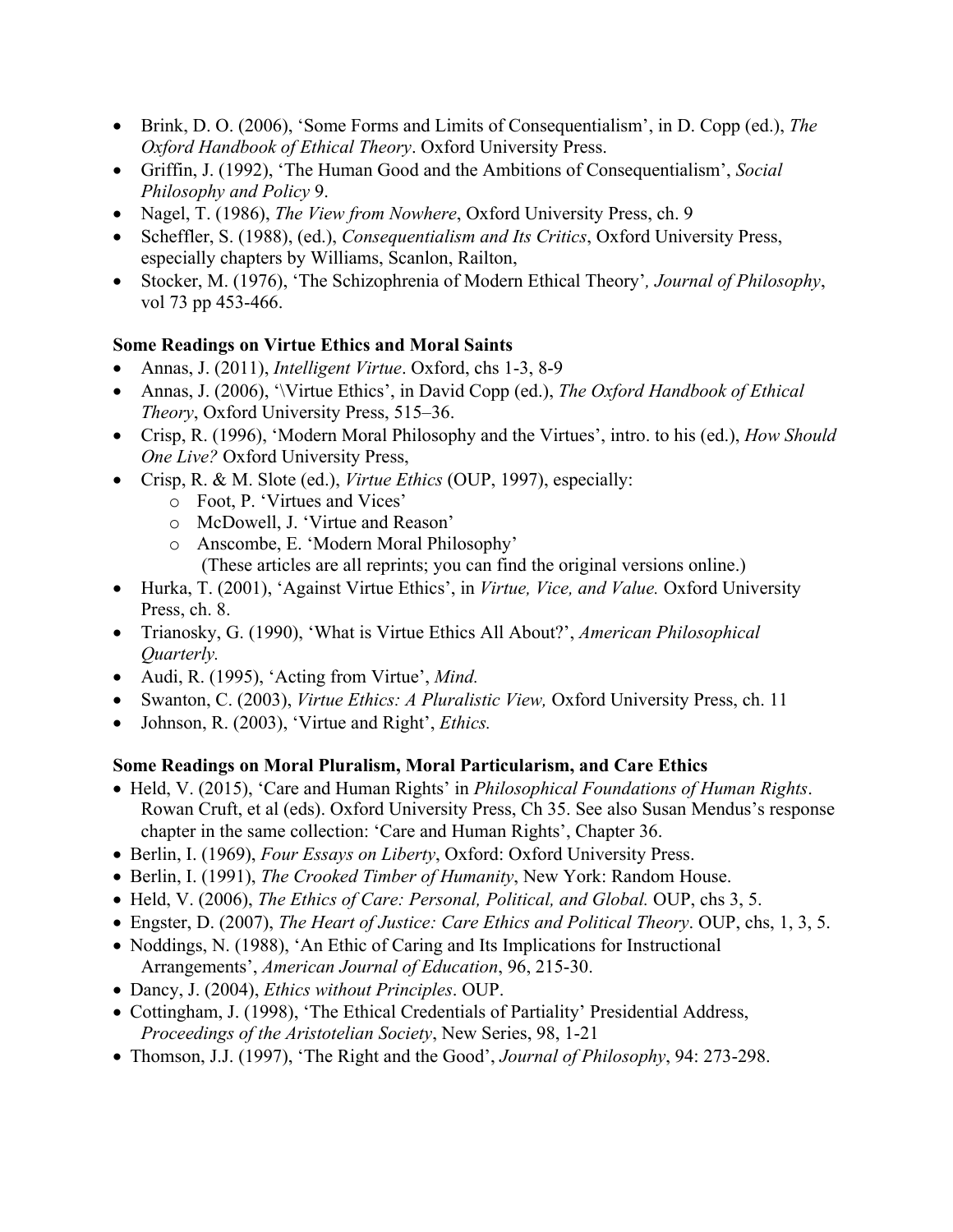- Brink, D. O. (2006), 'Some Forms and Limits of Consequentialism', in D. Copp (ed.), *The Oxford Handbook of Ethical Theory*. Oxford University Press.
- Griffin, J. (1992), 'The Human Good and the Ambitions of Consequentialism', *Social Philosophy and Policy* 9.
- Nagel, T. (1986), *The View from Nowhere*, Oxford University Press, ch. 9
- Scheffler, S. (1988), (ed.), *Consequentialism and Its Critics*, Oxford University Press, especially chapters by Williams, Scanlon, Railton,
- Stocker, M. (1976), 'The Schizophrenia of Modern Ethical Theory'*, Journal of Philosophy*, vol 73 pp 453-466.

**Some Readings on Virtue Ethics and Moral Saints**

- Annas, J. (2011), *Intelligent Virtue*. Oxford, chs 1-3, 8-9
- Annas, J. (2006), '\Virtue Ethics', in David Copp (ed.), *The Oxford Handbook of Ethical Theory*, Oxford University Press, 515–36.
- Crisp, R. (1996), 'Modern Moral Philosophy and the Virtues', intro. to his (ed.), *How Should One Live?* Oxford University Press,
- Crisp, R. & M. Slote (ed.), *Virtue Ethics* (OUP, 1997), especially:
  - Foot, P. 'Virtues and Vices'
  - McDowell, J. 'Virtue and Reason'
  - Anscombe, E. 'Modern Moral Philosophy'
    (These articles are all reprints; you can find the original versions online.)
- Hurka, T. (2001), 'Against Virtue Ethics', in *Virtue, Vice, and Value.* Oxford University Press, ch. 8.
- Trianosky, G. (1990), 'What is Virtue Ethics All About?', *American Philosophical Quarterly.*
- Audi, R. (1995), 'Acting from Virtue', *Mind.*
- Swanton, C. (2003), *Virtue Ethics: A Pluralistic View,* Oxford University Press, ch. 11
- Johnson, R. (2003), 'Virtue and Right', *Ethics.*

**Some Readings on Moral Pluralism, Moral Particularism, and Care Ethics**

- Held, V. (2015), 'Care and Human Rights' in *Philosophical Foundations of Human Rights*. Rowan Cruft, et al (eds). Oxford University Press, Ch 35. See also Susan Mendus's response chapter in the same collection: 'Care and Human Rights', Chapter 36.
- Berlin, I. (1969), *Four Essays on Liberty*, Oxford: Oxford University Press.
- Berlin, I. (1991), *The Crooked Timber of Humanity*, New York: Random House.
- Held, V. (2006), *The Ethics of Care: Personal, Political, and Global.* OUP, chs 3, 5.
- Engster, D. (2007), *The Heart of Justice: Care Ethics and Political Theory*. OUP, chs, 1, 3, 5.
- Noddings, N. (1988), 'An Ethic of Caring and Its Implications for Instructional Arrangements', *American Journal of Education*, 96, 215-30.
- Dancy, J. (2004), *Ethics without Principles*. OUP.
- Cottingham, J. (1998), 'The Ethical Credentials of Partiality' Presidential Address, *Proceedings of the Aristotelian Society*, New Series, 98, 1-21
- Thomson, J.J. (1997), 'The Right and the Good', *Journal of Philosophy*, 94: 273-298.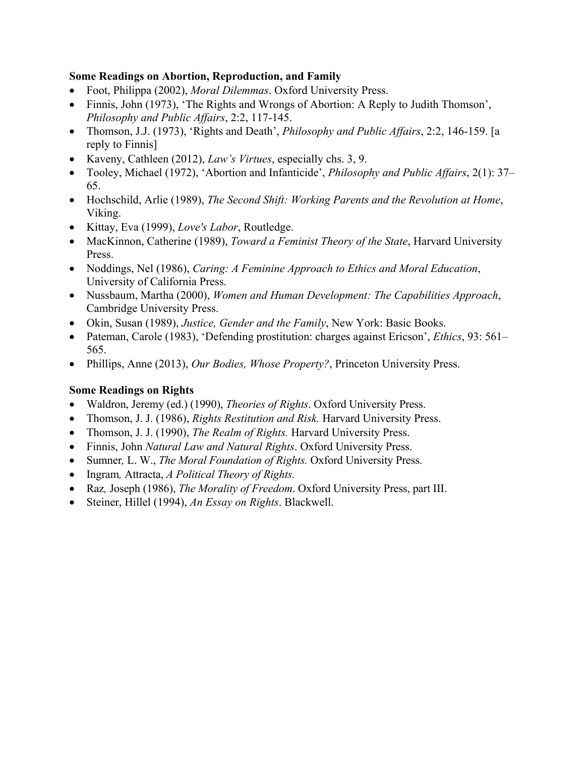**Some Readings on Abortion, Reproduction, and Family**

- Foot, Philippa (2002), *Moral Dilemmas*. Oxford University Press.
- Finnis, John (1973), 'The Rights and Wrongs of Abortion: A Reply to Judith Thomson', *Philosophy and Public Affairs*, 2:2, 117-145.
- Thomson, J.J. (1973), 'Rights and Death', *Philosophy and Public Affairs*, 2:2, 146-159. [a reply to Finnis]
- Kaveny, Cathleen (2012), *Law's Virtues*, especially chs. 3, 9.
- Tooley, Michael (1972), 'Abortion and Infanticide', *Philosophy and Public Affairs*, 2(1): 37–65.
- Hochschild, Arlie (1989), *The Second Shift: Working Parents and the Revolution at Home*, Viking.
- Kittay, Eva (1999), *Love's Labor*, Routledge.
- MacKinnon, Catherine (1989), *Toward a Feminist Theory of the State*, Harvard University Press.
- Noddings, Nel (1986), *Caring: A Feminine Approach to Ethics and Moral Education*, University of California Press.
- Nussbaum, Martha (2000), *Women and Human Development: The Capabilities Approach*, Cambridge University Press.
- Okin, Susan (1989), *Justice, Gender and the Family*, New York: Basic Books.
- Pateman, Carole (1983), 'Defending prostitution: charges against Ericson', *Ethics*, 93: 561–565.
- Phillips, Anne (2013), *Our Bodies, Whose Property?*, Princeton University Press.

**Some Readings on Rights**

- Waldron, Jeremy (ed.) (1990), *Theories of Rights*. Oxford University Press.
- Thomson, J. J. (1986), *Rights Restitution and Risk.* Harvard University Press.
- Thomson, J. J. (1990), *The Realm of Rights.* Harvard University Press.
- Finnis, John *Natural Law and Natural Rights*. Oxford University Press.
- Sumner, L. W., *The Moral Foundation of Rights.* Oxford University Press.
- Ingram, Attracta, *A Political Theory of Rights.*
- Raz, Joseph (1986), *The Morality of Freedom*. Oxford University Press, part III.
- Steiner, Hillel (1994), *An Essay on Rights*. Blackwell.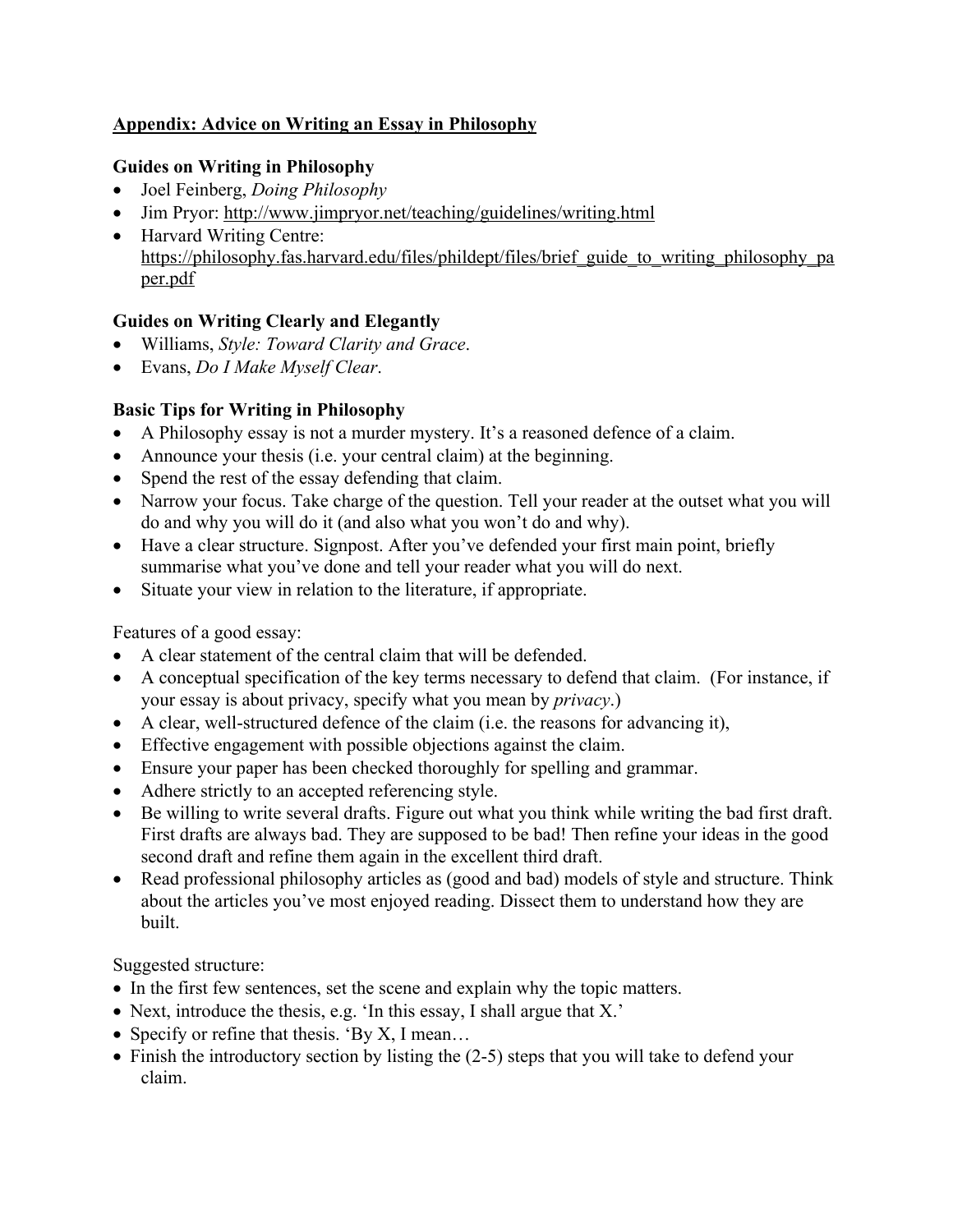## Appendix: Advice on Writing an Essay in Philosophy

### Guides on Writing in Philosophy

- Joel Feinberg, *Doing Philosophy*
- Jim Pryor: http://www.jimpryor.net/teaching/guidelines/writing.html
- Harvard Writing Centre: https://philosophy.fas.harvard.edu/files/phildept/files/brief_guide_to_writing_philosophy_paper.pdf

### Guides on Writing Clearly and Elegantly

- Williams, *Style: Toward Clarity and Grace*.
- Evans, *Do I Make Myself Clear*.

### Basic Tips for Writing in Philosophy

- A Philosophy essay is not a murder mystery. It's a reasoned defence of a claim.
- Announce your thesis (i.e. your central claim) at the beginning.
- Spend the rest of the essay defending that claim.
- Narrow your focus. Take charge of the question. Tell your reader at the outset what you will do and why you will do it (and also what you won't do and why).
- Have a clear structure. Signpost. After you've defended your first main point, briefly summarise what you've done and tell your reader what you will do next.
- Situate your view in relation to the literature, if appropriate.

Features of a good essay:

- A clear statement of the central claim that will be defended.
- A conceptual specification of the key terms necessary to defend that claim. (For instance, if your essay is about privacy, specify what you mean by *privacy*.)
- A clear, well-structured defence of the claim (i.e. the reasons for advancing it),
- Effective engagement with possible objections against the claim.
- Ensure your paper has been checked thoroughly for spelling and grammar.
- Adhere strictly to an accepted referencing style.
- Be willing to write several drafts. Figure out what you think while writing the bad first draft. First drafts are always bad. They are supposed to be bad! Then refine your ideas in the good second draft and refine them again in the excellent third draft.
- Read professional philosophy articles as (good and bad) models of style and structure. Think about the articles you've most enjoyed reading. Dissect them to understand how they are built.

Suggested structure:

- In the first few sentences, set the scene and explain why the topic matters.
- Next, introduce the thesis, e.g. 'In this essay, I shall argue that X.'
- Specify or refine that thesis. 'By X, I mean…
- Finish the introductory section by listing the (2-5) steps that you will take to defend your claim.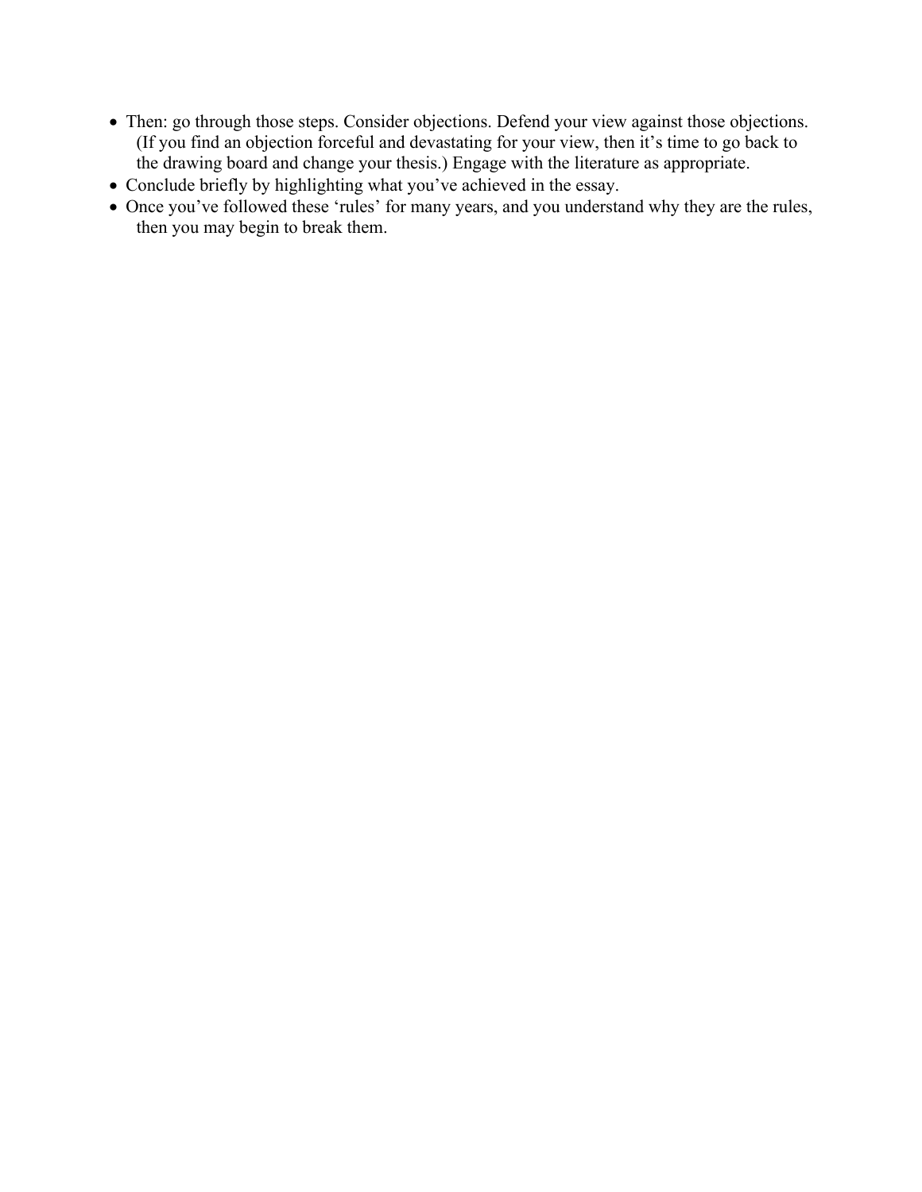- Then: go through those steps. Consider objections. Defend your view against those objections. (If you find an objection forceful and devastating for your view, then it's time to go back to the drawing board and change your thesis.) Engage with the literature as appropriate.
- Conclude briefly by highlighting what you've achieved in the essay.
- Once you've followed these 'rules' for many years, and you understand why they are the rules, then you may begin to break them.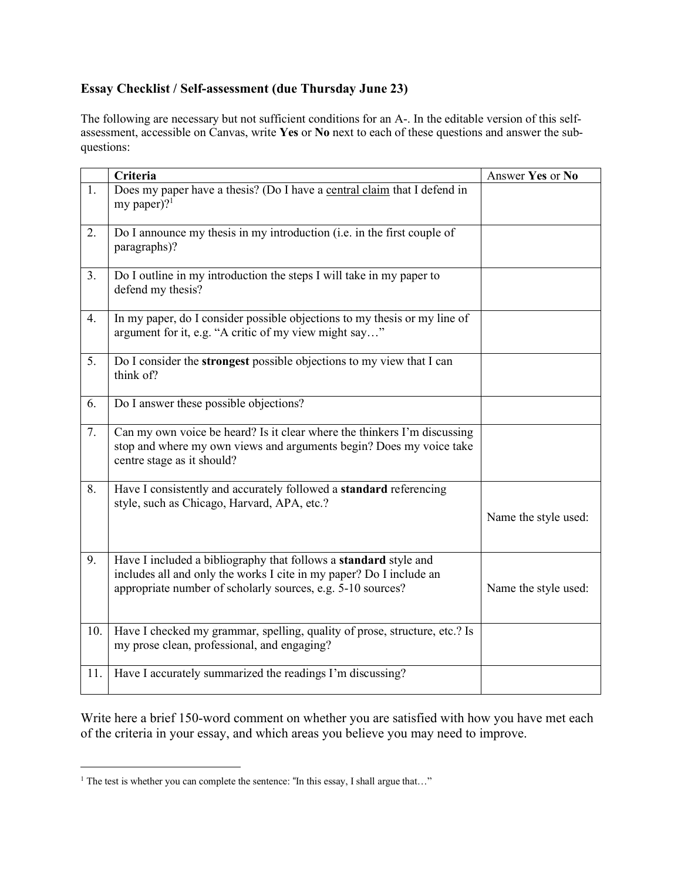### Essay Checklist / Self-assessment (due Thursday June 23)

The following are necessary but not sufficient conditions for an A-. In the editable version of this self-assessment, accessible on Canvas, write **Yes** or **No** next to each of these questions and answer the sub-questions:

| | Criteria | Answer **Yes** or **No** |
|---|---|---|
| 1. | Does my paper have a thesis? (Do I have a <u>central claim</u> that I defend in my paper)?[1] | |
| 2. | Do I announce my thesis in my introduction (i.e. in the first couple of paragraphs)? | |
| 3. | Do I outline in my introduction the steps I will take in my paper to defend my thesis? | |
| 4. | In my paper, do I consider possible objections to my thesis or my line of argument for it, e.g. "A critic of my view might say…" | |
| 5. | Do I consider the **strongest** possible objections to my view that I can think of? | |
| 6. | Do I answer these possible objections? | |
| 7. | Can my own voice be heard? Is it clear where the thinkers I'm discussing stop and where my own views and arguments begin? Does my voice take centre stage as it should? | |
| 8. | Have I consistently and accurately followed a **standard** referencing style, such as Chicago, Harvard, APA, etc.? | Name the style used: |
| 9. | Have I included a bibliography that follows a **standard** style and includes all and only the works I cite in my paper? Do I include an appropriate number of scholarly sources, e.g. 5-10 sources? | Name the style used: |
| 10. | Have I checked my grammar, spelling, quality of prose, structure, etc.? Is my prose clean, professional, and engaging? | |
| 11. | Have I accurately summarized the readings I'm discussing? | |

Write here a brief 150-word comment on whether you are satisfied with how you have met each of the criteria in your essay, and which areas you believe you may need to improve.

[1] The test is whether you can complete the sentence: "In this essay, I shall argue that…"